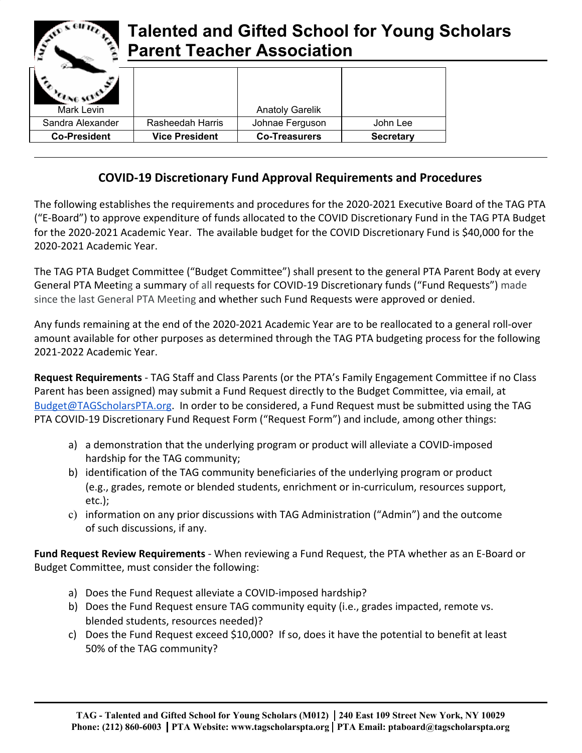# Talented and Gifted School for Young Scholars Parent Teacher Association

| Mark Levin | | Anatoly Garelik | |
|---|---|---|---|
| Sandra Alexander | Rasheedah Harris | Johnae Ferguson | John Lee |
| **Co-President** | **Vice President** | **Co-Treasurers** | **Secretary** |

## COVID-19 Discretionary Fund Approval Requirements and Procedures

The following establishes the requirements and procedures for the 2020-2021 Executive Board of the TAG PTA ("E-Board") to approve expenditure of funds allocated to the COVID Discretionary Fund in the TAG PTA Budget for the 2020-2021 Academic Year. The available budget for the COVID Discretionary Fund is $40,000 for the 2020-2021 Academic Year.

The TAG PTA Budget Committee ("Budget Committee") shall present to the general PTA Parent Body at every General PTA Meeting a summary of all requests for COVID-19 Discretionary funds ("Fund Requests") made since the last General PTA Meeting and whether such Fund Requests were approved or denied.

Any funds remaining at the end of the 2020-2021 Academic Year are to be reallocated to a general roll-over amount available for other purposes as determined through the TAG PTA budgeting process for the following 2021-2022 Academic Year.

**Request Requirements** - TAG Staff and Class Parents (or the PTA's Family Engagement Committee if no Class Parent has been assigned) may submit a Fund Request directly to the Budget Committee, via email, at Budget@TAGScholarsPTA.org. In order to be considered, a Fund Request must be submitted using the TAG PTA COVID-19 Discretionary Fund Request Form ("Request Form") and include, among other things:

a) a demonstration that the underlying program or product will alleviate a COVID-imposed hardship for the TAG community;
b) identification of the TAG community beneficiaries of the underlying program or product (e.g., grades, remote or blended students, enrichment or in-curriculum, resources support, etc.);
c) information on any prior discussions with TAG Administration ("Admin") and the outcome of such discussions, if any.

**Fund Request Review Requirements** - When reviewing a Fund Request, the PTA whether as an E-Board or Budget Committee, must consider the following:

a) Does the Fund Request alleviate a COVID-imposed hardship?
b) Does the Fund Request ensure TAG community equity (i.e., grades impacted, remote vs. blended students, resources needed)?
c) Does the Fund Request exceed $10,000? If so, does it have the potential to benefit at least 50% of the TAG community?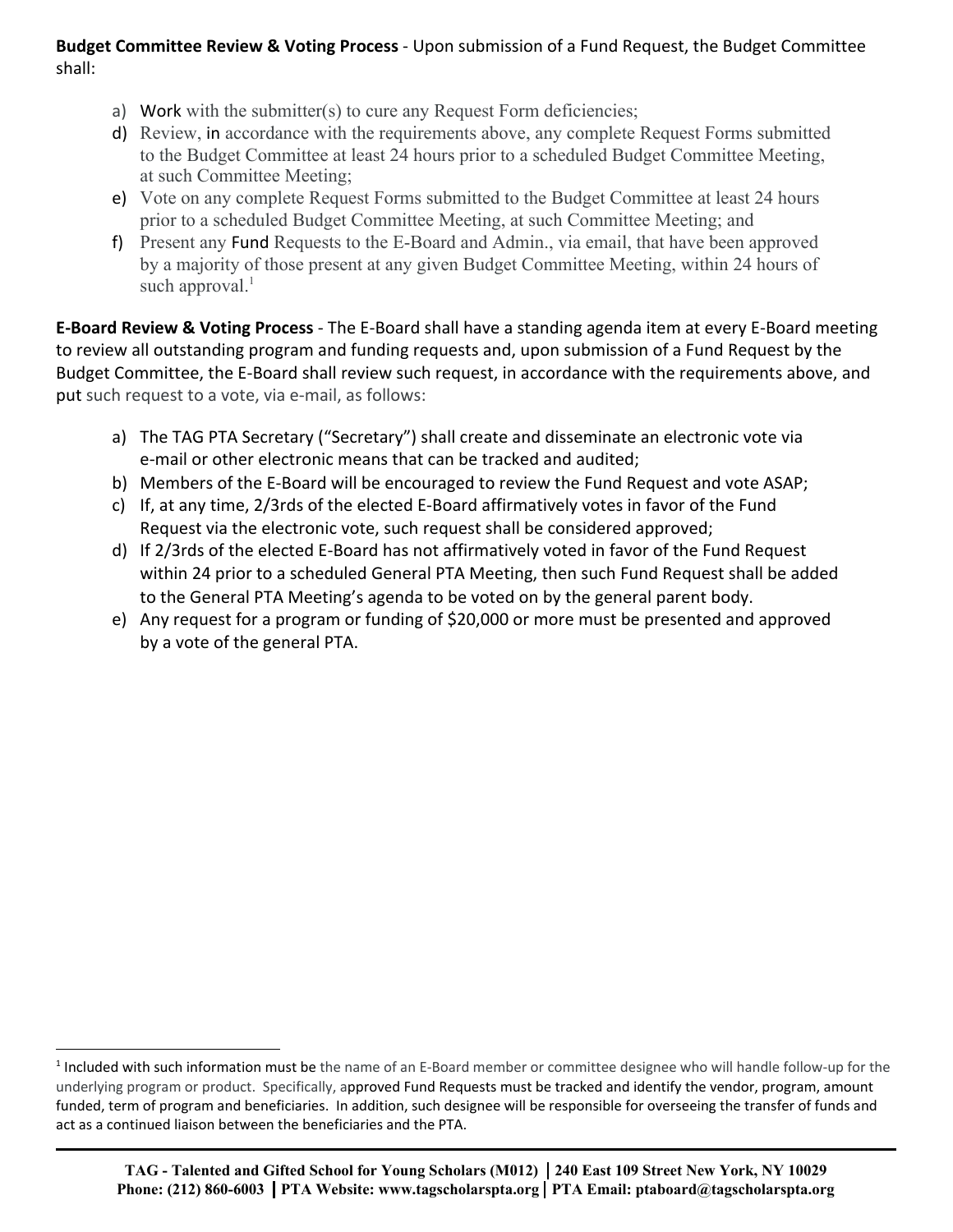**Budget Committee Review & Voting Process** - Upon submission of a Fund Request, the Budget Committee shall:

a) Work with the submitter(s) to cure any Request Form deficiencies;

d) Review, in accordance with the requirements above, any complete Request Forms submitted to the Budget Committee at least 24 hours prior to a scheduled Budget Committee Meeting, at such Committee Meeting;

e) Vote on any complete Request Forms submitted to the Budget Committee at least 24 hours prior to a scheduled Budget Committee Meeting, at such Committee Meeting; and

f) Present any Fund Requests to the E-Board and Admin., via email, that have been approved by a majority of those present at any given Budget Committee Meeting, within 24 hours of such approval.[1]

**E-Board Review & Voting Process** - The E-Board shall have a standing agenda item at every E-Board meeting to review all outstanding program and funding requests and, upon submission of a Fund Request by the Budget Committee, the E-Board shall review such request, in accordance with the requirements above, and put such request to a vote, via e-mail, as follows:

a) The TAG PTA Secretary ("Secretary") shall create and disseminate an electronic vote via e-mail or other electronic means that can be tracked and audited;

b) Members of the E-Board will be encouraged to review the Fund Request and vote ASAP;

c) If, at any time, 2/3rds of the elected E-Board affirmatively votes in favor of the Fund Request via the electronic vote, such request shall be considered approved;

d) If 2/3rds of the elected E-Board has not affirmatively voted in favor of the Fund Request within 24 prior to a scheduled General PTA Meeting, then such Fund Request shall be added to the General PTA Meeting's agenda to be voted on by the general parent body.

e) Any request for a program or funding of $20,000 or more must be presented and approved by a vote of the general PTA.

---

[1] Included with such information must be the name of an E-Board member or committee designee who will handle follow-up for the underlying program or product. Specifically, approved Fund Requests must be tracked and identify the vendor, program, amount funded, term of program and beneficiaries. In addition, such designee will be responsible for overseeing the transfer of funds and act as a continued liaison between the beneficiaries and the PTA.